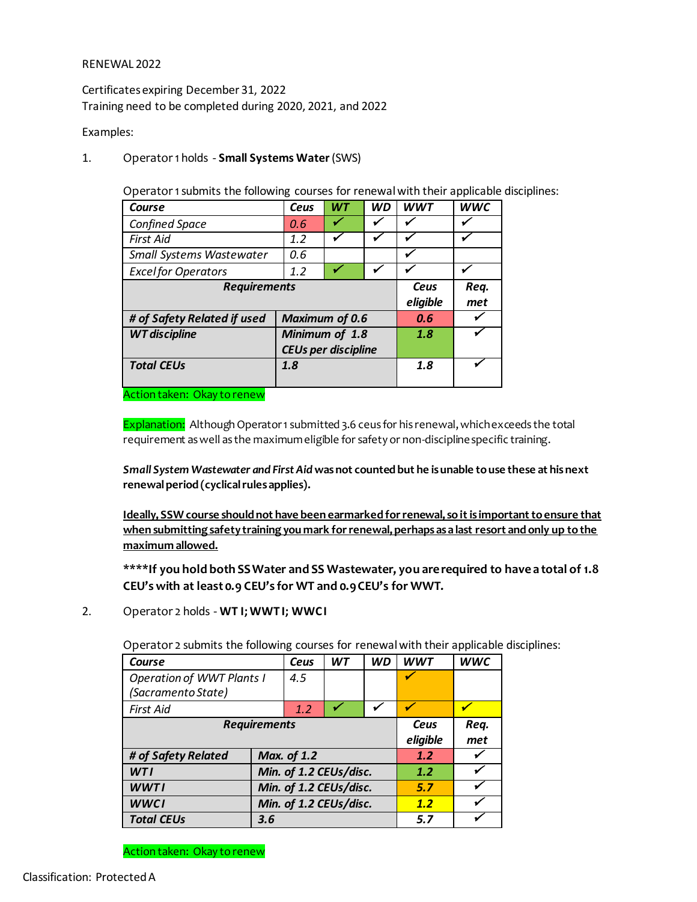RENEWAL 2022

Certificates expiring December 31, 2022
Training need to be completed during 2020, 2021, and 2022

Examples:

1. Operator 1 holds - **Small Systems Water** (SWS)

Operator 1 submits the following courses for renewal with their applicable disciplines:

| *Course* | *Ceus* | *WT* | *WD* | *WWT* | *WWC* |
|---|---|---|---|---|---|
| *Confined Space* | *0.6* | ✓ | ✓ | ✓ | ✓ |
| *First Aid* | *1.2* | ✓ | ✓ | ✓ | ✓ |
| *Small Systems Wastewater* | *0.6* | | | ✓ | |
| *Excel for Operators* | *1.2* | ✓ | ✓ | ✓ | ✓ |
| ***Requirements*** | | | | ***Ceus eligible*** | ***Req. met*** |
| ***# of Safety Related if used*** | ***Maximum of 0.6*** | | | ***0.6*** | ✓ |
| ***WT discipline*** | ***Minimum of 1.8 CEUs per discipline*** | | | ***1.8*** | ✓ |
| ***Total CEUs*** | ***1.8*** | | | ***1.8*** | ✓ |

Action taken: Okay to renew

Explanation: Although Operator 1 submitted 3.6 ceus for his renewal, which exceeds the total requirement as well as the maximum eligible for safety or non-discipline specific training.

***Small System Wastewater and First Aid*** **was not counted but he is unable to use these at his next renewal period (cyclical rules applies).**

**Ideally, SSW course should not have been earmarked for renewal, so it is important to ensure that when submitting safety training you mark for renewal, perhaps as a last resort and only up to the maximum allowed.**

**\*\*\*\*If you hold both SS Water and SS Wastewater, you are required to have a total of 1.8 CEU's with at least 0.9 CEU's for WT and 0.9 CEU's for WWT.**

2. Operator 2 holds - **WT I; WWT I; WWC I**

Operator 2 submits the following courses for renewal with their applicable disciplines:

| *Course* | *Ceus* | *WT* | *WD* | *WWT* | *WWC* |
|---|---|---|---|---|---|
| *Operation of WWT Plants I (Sacramento State)* | *4.5* | | | ✓ | |
| *First Aid* | *1.2* | ✓ | ✓ | ✓ | ✓ |
| ***Requirements*** | | | | ***Ceus eligible*** | ***Req. met*** |
| ***# of Safety Related*** | ***Max. of 1.2*** | | | ***1.2*** | ✓ |
| ***WT I*** | ***Min. of 1.2 CEUs/disc.*** | | | ***1.2*** | ✓ |
| ***WWT I*** | ***Min. of 1.2 CEUs/disc.*** | | | ***5.7*** | ✓ |
| ***WWC I*** | ***Min. of 1.2 CEUs/disc.*** | | | ***1.2*** | ✓ |
| ***Total CEUs*** | ***3.6*** | | | ***5.7*** | ✓ |

Action taken: Okay to renew

Classification: Protected A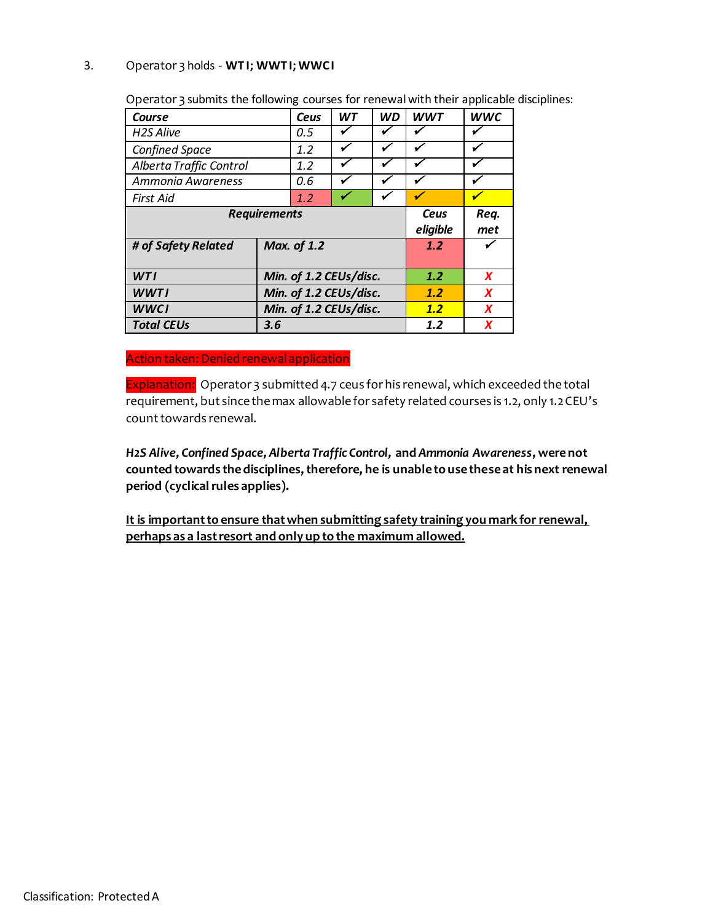3. Operator 3 holds - **WT I; WWT I; WWC I**

Operator 3 submits the following courses for renewal with their applicable disciplines:

| *Course* | *Ceus* | *WT* | *WD* | *WWT* | *WWC* |
|---|---|---|---|---|---|
| *H2S Alive* | *0.5* | ✓ | ✓ | ✓ | ✓ |
| *Confined Space* | *1.2* | ✓ | ✓ | ✓ | ✓ |
| *Alberta Traffic Control* | *1.2* | ✓ | ✓ | ✓ | ✓ |
| *Ammonia Awareness* | *0.6* | ✓ | ✓ | ✓ | ✓ |
| *First Aid* | *1.2* | ✓ | ✓ | ✓ | ✓ |
| ***Requirements*** | | | | ***Ceus eligible*** | ***Req. met*** |
| ***# of Safety Related*** | ***Max. of 1.2*** | | | ***1.2*** | ✓ |
| ***WT I*** | ***Min. of 1.2 CEUs/disc.*** | | | ***1.2*** | ***X*** |
| ***WWT I*** | ***Min. of 1.2 CEUs/disc.*** | | | ***1.2*** | ***X*** |
| ***WWC I*** | ***Min. of 1.2 CEUs/disc.*** | | | ***1.2*** | ***X*** |
| ***Total CEUs*** | ***3.6*** | | | ***1.2*** | ***X*** |

Action taken: Denied renewal application

Explanation: Operator 3 submitted 4.7 ceus for his renewal, which exceeded the total requirement, but since the max allowable for safety related courses is 1.2, only 1.2 CEU's count towards renewal.

***H2S Alive, Confined Space, Alberta Traffic Control,* and *Ammonia Awareness*, were not counted towards the disciplines, therefore, he is unable to use these at his next renewal period (cyclical rules applies).**

<u>**It is important to ensure that when submitting safety training you mark for renewal, perhaps as a last resort and only up to the maximum allowed.**</u>

Classification: Protected A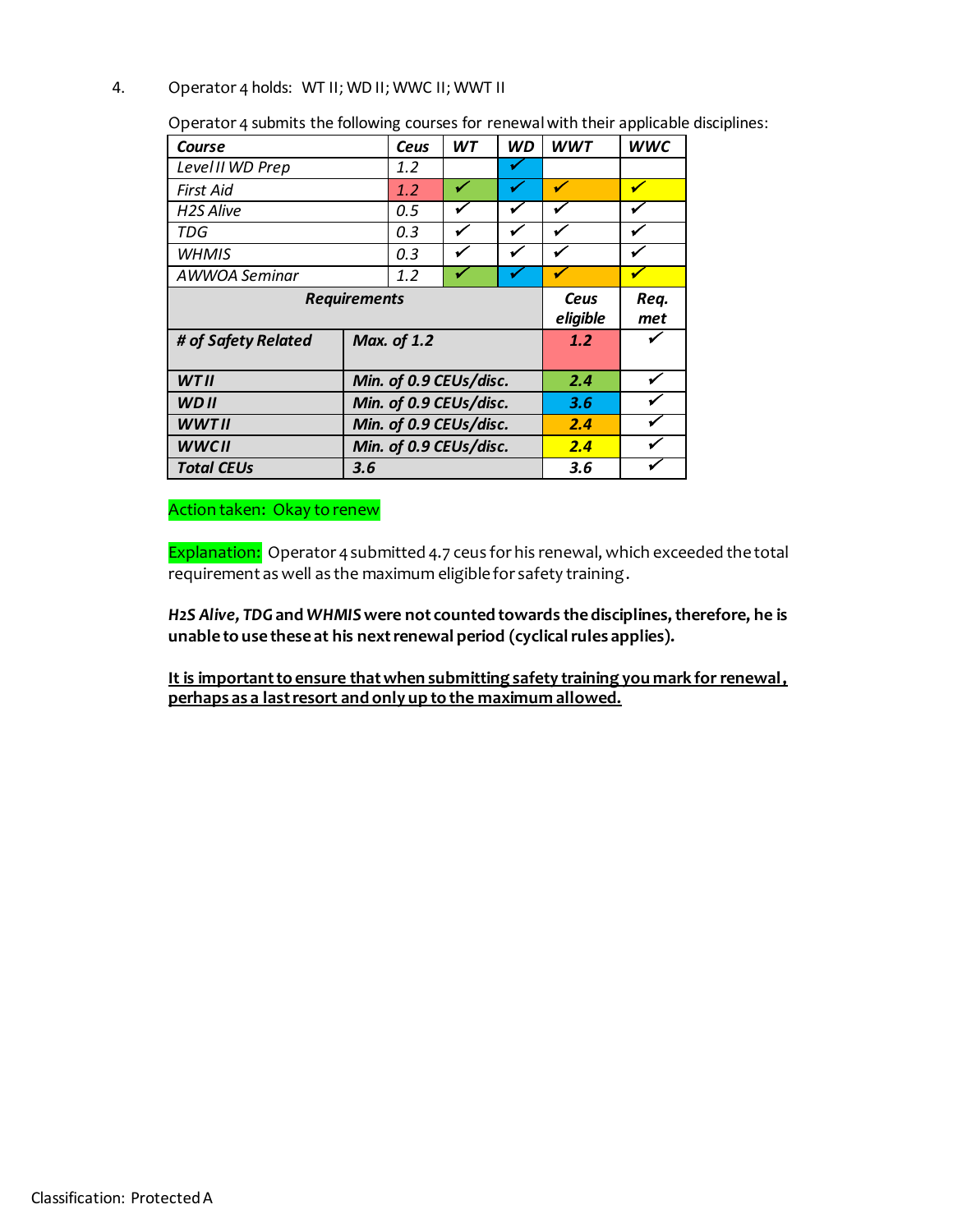4. Operator 4 holds: WT II; WD II; WWC II; WWT II

Operator 4 submits the following courses for renewal with their applicable disciplines:

| *Course* | | *Ceus* | *WT* | *WD* | *WWT* | *WWC* |
|---|---|---|---|---|---|---|
| *Level II WD Prep* | | *1.2* | | ✓ | | |
| *First Aid* | | *1.2* | ✓ | ✓ | ✓ | ✓ |
| *H2S Alive* | | *0.5* | ✓ | ✓ | ✓ | ✓ |
| *TDG* | | *0.3* | ✓ | ✓ | ✓ | ✓ |
| *WHMIS* | | *0.3* | ✓ | ✓ | ✓ | ✓ |
| *AWWOA Seminar* | | *1.2* | ✓ | ✓ | ✓ | ✓ |
| ***Requirements*** | | | | | ***Ceus eligible*** | ***Req. met*** |
| ***# of Safety Related*** | ***Max. of 1.2*** | | | | ***1.2*** | ✓ |
| ***WT II*** | ***Min. of 0.9 CEUs/disc.*** | | | | ***2.4*** | ✓ |
| ***WD II*** | ***Min. of 0.9 CEUs/disc.*** | | | | ***3.6*** | ✓ |
| ***WWT II*** | ***Min. of 0.9 CEUs/disc.*** | | | | ***2.4*** | ✓ |
| ***WWC II*** | ***Min. of 0.9 CEUs/disc.*** | | | | ***2.4*** | ✓ |
| ***Total CEUs*** | ***3.6*** | | | | ***3.6*** | ✓ |

Action taken: Okay to renew

Explanation: Operator 4 submitted 4.7 ceus for his renewal, which exceeded the total requirement as well as the maximum eligible for safety training.

***H2S Alive, TDG* and *WHMIS* were not counted towards the disciplines, therefore, he is unable to use these at his next renewal period (cyclical rules applies).**

**<u>It is important to ensure that when submitting safety training you mark for renewal, perhaps as a last resort and only up to the maximum allowed.</u>**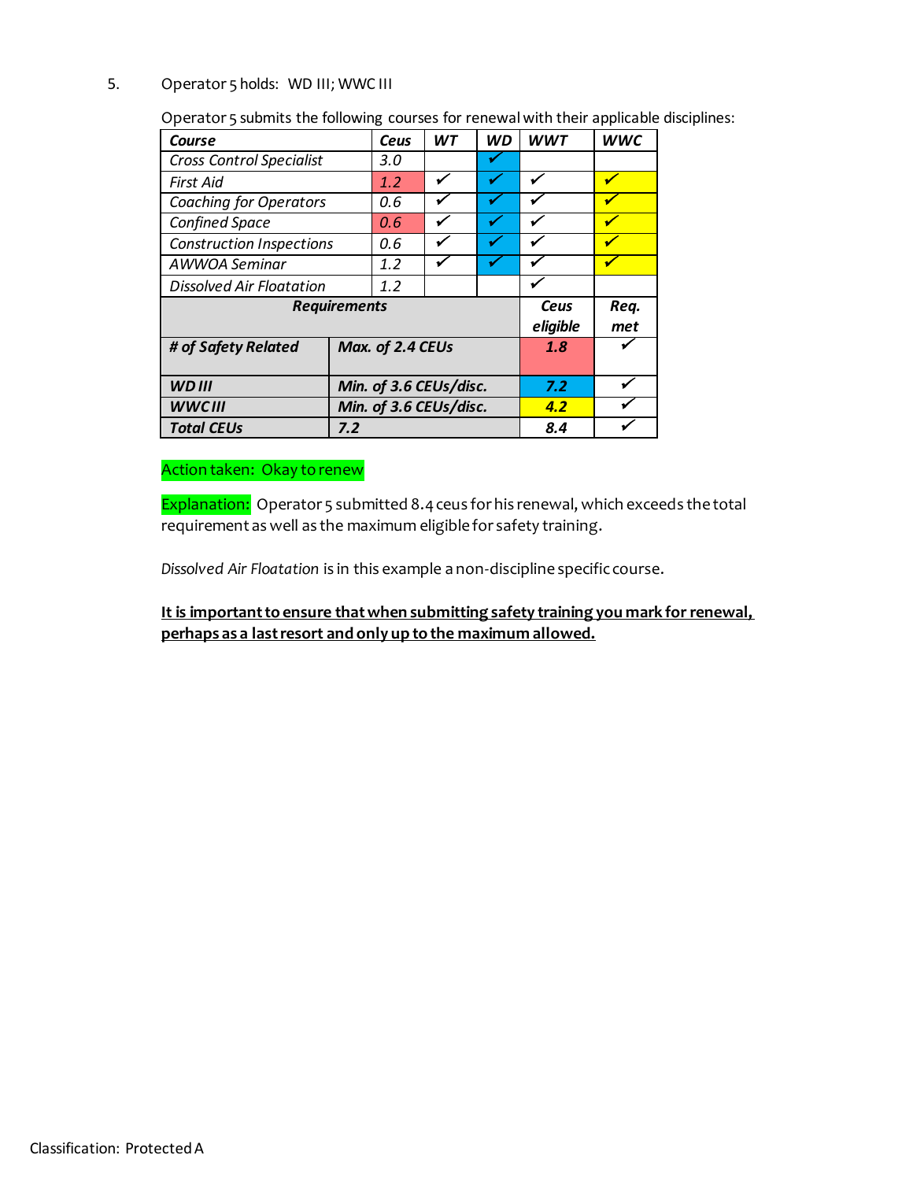5. Operator 5 holds: WD III; WWC III

Operator 5 submits the following courses for renewal with their applicable disciplines:

| *Course* | *Ceus* | *WT* | *WD* | *WWT* | *WWC* |
|---|---|---|---|---|---|
| *Cross Control Specialist* | *3.0* | | ✓ | | |
| *First Aid* | *1.2* | ✓ | ✓ | ✓ | ✓ |
| *Coaching for Operators* | *0.6* | ✓ | ✓ | ✓ | ✓ |
| *Confined Space* | *0.6* | ✓ | ✓ | ✓ | ✓ |
| *Construction Inspections* | *0.6* | ✓ | ✓ | ✓ | ✓ |
| *AWWOA Seminar* | *1.2* | ✓ | ✓ | ✓ | ✓ |
| *Dissolved Air Floatation* | *1.2* | | | ✓ | |

| ***Requirements*** | | ***Ceus eligible*** | ***Req. met*** |
|---|---|---|---|
| ***# of Safety Related*** | ***Max. of 2.4 CEUs*** | ***1.8*** | ✓ |
| ***WD III*** | ***Min. of 3.6 CEUs/disc.*** | ***7.2*** | ✓ |
| ***WWC III*** | ***Min. of 3.6 CEUs/disc.*** | ***4.2*** | ✓ |
| ***Total CEUs*** | ***7.2*** | ***8.4*** | ✓ |

Action taken: Okay to renew

Explanation: Operator 5 submitted 8.4 ceus for his renewal, which exceeds the total requirement as well as the maximum eligible for safety training.

*Dissolved Air Floatation* is in this example a non-discipline specific course.

**It is important to ensure that when submitting safety training you mark for renewal, perhaps as a last resort and only up to the maximum allowed.**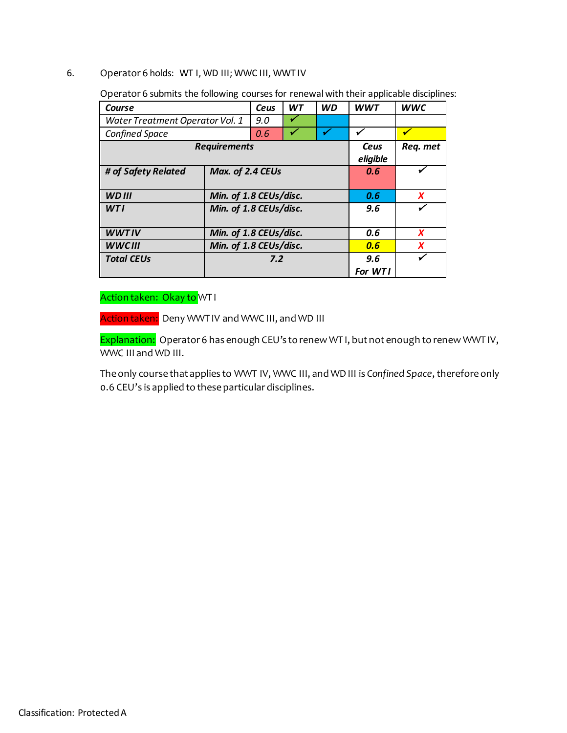6. Operator 6 holds: WT I, WD III; WWC III, WWT IV

Operator 6 submits the following courses for renewal with their applicable disciplines:

| ***Course*** | | ***Ceus*** | ***WT*** | ***WD*** | ***WWT*** | ***WWC*** |
|---|---|---|---|---|---|---|
| *Water Treatment Operator Vol. 1* | | *9.0* | ✓ | | | |
| *Confined Space* | | *0.6* | ✓ | ✓ | ✓ | ✓ |
| ***Requirements*** | | | | | ***Ceus eligible*** | ***Req. met*** |
| ***# of Safety Related*** | ***Max. of 2.4 CEUs*** | | | | ***0.6*** | ✓ |
| ***WD III*** | ***Min. of 1.8 CEUs/disc.*** | | | | ***0.6*** | ***X*** |
| ***WT I*** | ***Min. of 1.8 CEUs/disc.*** | | | | ***9.6*** | ✓ |
| ***WWT IV*** | ***Min. of 1.8 CEUs/disc.*** | | | | ***0.6*** | ***X*** |
| ***WWC III*** | ***Min. of 1.8 CEUs/disc.*** | | | | ***0.6*** | ***X*** |
| ***Total CEUs*** | ***7.2*** | | | | ***9.6 For WT I*** | ✓ |

Action taken: Okay to WT I

Action taken: Deny WWT IV and WWC III, and WD III

Explanation: Operator 6 has enough CEU's to renew WT I, but not enough to renew WWT IV, WWC III and WD III.

The only course that applies to WWT IV, WWC III, and WD III is *Confined Space*, therefore only 0.6 CEU's is applied to these particular disciplines.

Classification: Protected A